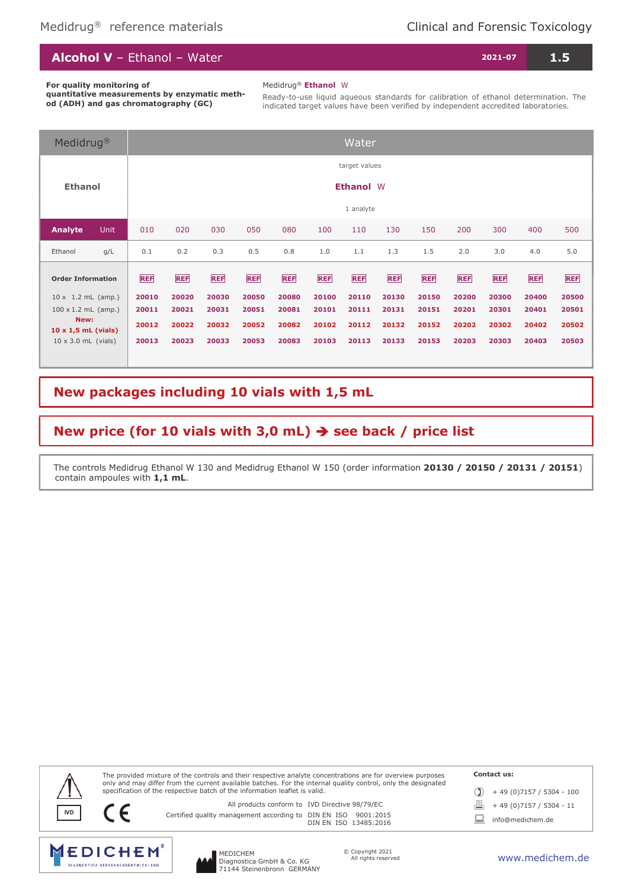Medidrug® reference materials

Clinical and Forensic Toxicology

# Alcohol V – Ethanol – Water

2021-07 | 1.5

**For quality monitoring of quantitative measurements by enzymatic method (ADH) and gas chromatography (GC)**

Medidrug® **Ethanol** W

Ready-to-use liquid aqueous standards for calibration of ethanol determination. The indicated target values have been verified by independent accredited laboratories.

| Medidrug® | | Water | | | | | | | | | | | | |
|---|---|---|---|---|---|---|---|---|---|---|---|---|---|---|
| **Ethanol** | | target values<br>**Ethanol** W<br>1 analyte | | | | | | | | | | | | |
| **Analyte** | Unit | 010 | 020 | 030 | 050 | 080 | 100 | 110 | 130 | 150 | 200 | 300 | 400 | 500 |
| Ethanol | g/L | 0.1 | 0.2 | 0.3 | 0.5 | 0.8 | 1.0 | 1.1 | 1.3 | 1.5 | 2.0 | 3.0 | 4.0 | 5.0 |
| **Order Information** | | REF | REF | REF | REF | REF | REF | REF | REF | REF | REF | REF | REF | REF |
| 10 x 1.2 mL (amp.) | | **20010** | **20020** | **20030** | **20050** | **20080** | **20100** | **20110** | **20130** | **20150** | **20200** | **20300** | **20400** | **20500** |
| 100 x 1.2 mL (amp.) | | **20011** | **20021** | **20031** | **20051** | **20081** | **20101** | **20111** | **20131** | **20151** | **20201** | **20301** | **20401** | **20501** |
| **New: 10 x 1,5 mL (vials)** | | **20012** | **20022** | **20032** | **20052** | **20082** | **20102** | **20112** | **20132** | **20152** | **20202** | **20302** | **20402** | **20502** |
| 10 x 3.0 mL (vials) | | **20013** | **20023** | **20033** | **20053** | **20083** | **20103** | **20113** | **20133** | **20153** | **20203** | **20303** | **20403** | **20503** |

**New packages including 10 vials with 1,5 mL**

**New price (for 10 vials with 3,0 mL) ➔ see back / price list**

The controls Medidrug Ethanol W 130 and Medidrug Ethanol W 150 (order information **20130 / 20150 / 20131 / 20151**) contain ampoules with **1,1 mL**.

The provided mixture of the controls and their respective analyte concentrations are for overview purposes only and may differ from the current available batches. For the internal quality control, only the designated specification of the respective batch of the information leaflet is valid.

IVD | CE

All products conform to IVD Directive 98/79/EC

Certified quality management according to DIN EN ISO 9001:2015, DIN EN ISO 13485:2016

**Contact us:**

+ 49 (0)7157 / 5304 - 100

+ 49 (0)7157 / 5304 - 11

info@medichem.de

MEDICHEM® DIAGNOSTICA-VERFAHRENSENTWICKLUNG

MEDICHEM
Diagnostica GmbH & Co. KG
71144 Steinenbronn GERMANY

© Copyright 2021
All rights reserved

www.medichem.de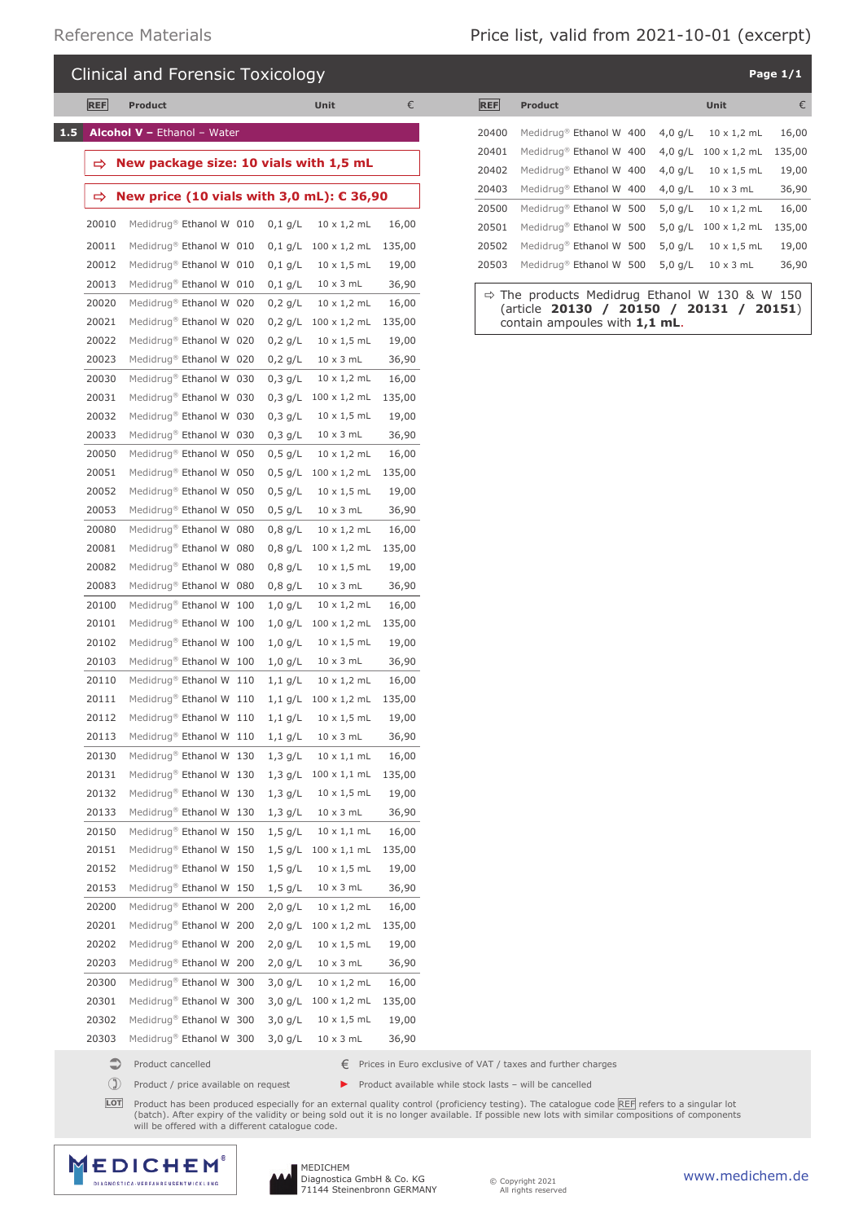# Clinical and Forensic Toxicology

Reference Materials — Price list, valid from 2021-10-01 (excerpt)

## 1.5 Alcohol V – Ethanol – Water

⇨ **New package size: 10 vials with 1,5 mL**

⇨ **New price (10 vials with 3,0 mL): € 36,90**

| REF | Product | | Unit | € |
|---|---|---|---|---|
| 20010 | Medidrug® Ethanol W 010 | 0,1 g/L | 10 x 1,2 mL | 16,00 |
| 20011 | Medidrug® Ethanol W 010 | 0,1 g/L | 100 x 1,2 mL | 135,00 |
| 20012 | Medidrug® Ethanol W 010 | 0,1 g/L | 10 x 1,5 mL | 19,00 |
| 20013 | Medidrug® Ethanol W 010 | 0,1 g/L | 10 x 3 mL | 36,90 |
| 20020 | Medidrug® Ethanol W 020 | 0,2 g/L | 10 x 1,2 mL | 16,00 |
| 20021 | Medidrug® Ethanol W 020 | 0,2 g/L | 100 x 1,2 mL | 135,00 |
| 20022 | Medidrug® Ethanol W 020 | 0,2 g/L | 10 x 1,5 mL | 19,00 |
| 20023 | Medidrug® Ethanol W 020 | 0,2 g/L | 10 x 3 mL | 36,90 |
| 20030 | Medidrug® Ethanol W 030 | 0,3 g/L | 10 x 1,2 mL | 16,00 |
| 20031 | Medidrug® Ethanol W 030 | 0,3 g/L | 100 x 1,2 mL | 135,00 |
| 20032 | Medidrug® Ethanol W 030 | 0,3 g/L | 10 x 1,5 mL | 19,00 |
| 20033 | Medidrug® Ethanol W 030 | 0,3 g/L | 10 x 3 mL | 36,90 |
| 20050 | Medidrug® Ethanol W 050 | 0,5 g/L | 10 x 1,2 mL | 16,00 |
| 20051 | Medidrug® Ethanol W 050 | 0,5 g/L | 100 x 1,2 mL | 135,00 |
| 20052 | Medidrug® Ethanol W 050 | 0,5 g/L | 10 x 1,5 mL | 19,00 |
| 20053 | Medidrug® Ethanol W 050 | 0,5 g/L | 10 x 3 mL | 36,90 |
| 20080 | Medidrug® Ethanol W 080 | 0,8 g/L | 10 x 1,2 mL | 16,00 |
| 20081 | Medidrug® Ethanol W 080 | 0,8 g/L | 100 x 1,2 mL | 135,00 |
| 20082 | Medidrug® Ethanol W 080 | 0,8 g/L | 10 x 1,5 mL | 19,00 |
| 20083 | Medidrug® Ethanol W 080 | 0,8 g/L | 10 x 3 mL | 36,90 |
| 20100 | Medidrug® Ethanol W 100 | 1,0 g/L | 10 x 1,2 mL | 16,00 |
| 20101 | Medidrug® Ethanol W 100 | 1,0 g/L | 100 x 1,2 mL | 135,00 |
| 20102 | Medidrug® Ethanol W 100 | 1,0 g/L | 10 x 1,5 mL | 19,00 |
| 20103 | Medidrug® Ethanol W 100 | 1,0 g/L | 10 x 3 mL | 36,90 |
| 20110 | Medidrug® Ethanol W 110 | 1,1 g/L | 10 x 1,2 mL | 16,00 |
| 20111 | Medidrug® Ethanol W 110 | 1,1 g/L | 100 x 1,2 mL | 135,00 |
| 20112 | Medidrug® Ethanol W 110 | 1,1 g/L | 10 x 1,5 mL | 19,00 |
| 20113 | Medidrug® Ethanol W 110 | 1,1 g/L | 10 x 3 mL | 36,90 |
| 20130 | Medidrug® Ethanol W 130 | 1,3 g/L | 10 x 1,1 mL | 16,00 |
| 20131 | Medidrug® Ethanol W 130 | 1,3 g/L | 100 x 1,1 mL | 135,00 |
| 20132 | Medidrug® Ethanol W 130 | 1,3 g/L | 10 x 1,5 mL | 19,00 |
| 20133 | Medidrug® Ethanol W 130 | 1,3 g/L | 10 x 3 mL | 36,90 |
| 20150 | Medidrug® Ethanol W 150 | 1,5 g/L | 10 x 1,1 mL | 16,00 |
| 20151 | Medidrug® Ethanol W 150 | 1,5 g/L | 100 x 1,1 mL | 135,00 |
| 20152 | Medidrug® Ethanol W 150 | 1,5 g/L | 10 x 1,5 mL | 19,00 |
| 20153 | Medidrug® Ethanol W 150 | 1,5 g/L | 10 x 3 mL | 36,90 |
| 20200 | Medidrug® Ethanol W 200 | 2,0 g/L | 10 x 1,2 mL | 16,00 |
| 20201 | Medidrug® Ethanol W 200 | 2,0 g/L | 100 x 1,2 mL | 135,00 |
| 20202 | Medidrug® Ethanol W 200 | 2,0 g/L | 10 x 1,5 mL | 19,00 |
| 20203 | Medidrug® Ethanol W 200 | 2,0 g/L | 10 x 3 mL | 36,90 |
| 20300 | Medidrug® Ethanol W 300 | 3,0 g/L | 10 x 1,2 mL | 16,00 |
| 20301 | Medidrug® Ethanol W 300 | 3,0 g/L | 100 x 1,2 mL | 135,00 |
| 20302 | Medidrug® Ethanol W 300 | 3,0 g/L | 10 x 1,5 mL | 19,00 |
| 20303 | Medidrug® Ethanol W 300 | 3,0 g/L | 10 x 3 mL | 36,90 |
| 20400 | Medidrug® Ethanol W 400 | 4,0 g/L | 10 x 1,2 mL | 16,00 |
| 20401 | Medidrug® Ethanol W 400 | 4,0 g/L | 100 x 1,2 mL | 135,00 |
| 20402 | Medidrug® Ethanol W 400 | 4,0 g/L | 10 x 1,5 mL | 19,00 |
| 20403 | Medidrug® Ethanol W 400 | 4,0 g/L | 10 x 3 mL | 36,90 |
| 20500 | Medidrug® Ethanol W 500 | 5,0 g/L | 10 x 1,2 mL | 16,00 |
| 20501 | Medidrug® Ethanol W 500 | 5,0 g/L | 100 x 1,2 mL | 135,00 |
| 20502 | Medidrug® Ethanol W 500 | 5,0 g/L | 10 x 1,5 mL | 19,00 |
| 20503 | Medidrug® Ethanol W 500 | 5,0 g/L | 10 x 3 mL | 36,90 |

⇨ The products Medidrug Ethanol W 130 & W 150 (article **20130 / 20150 / 20131 / 20151**) contain ampoules with **1,1 mL**.

Product cancelled

Product / price available on request

€ Prices in Euro exclusive of VAT / taxes and further charges

► Product available while stock lasts – will be cancelled

LOT Product has been produced especially for an external quality control (proficiency testing). The catalogue code REF refers to a singular lot (batch). After expiry of the validity or being sold out it is no longer available. If possible new lots with similar compositions of components will be offered with a different catalogue code.

MEDICHEM Diagnostica GmbH & Co. KG
71144 Steinenbronn GERMANY

© Copyright 2021
All rights reserved

www.medichem.de